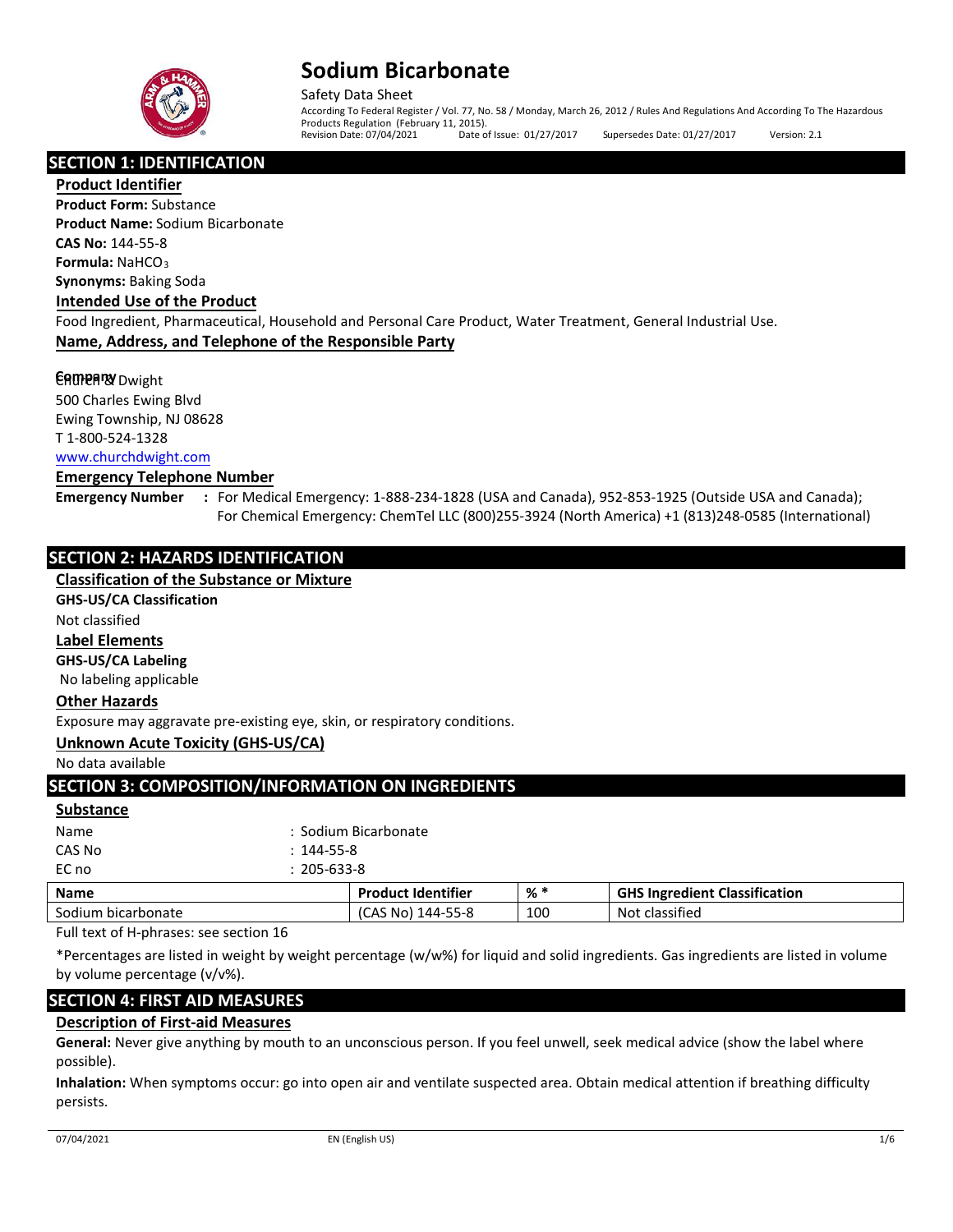# Sodium Bicarbonate

Safety Data Sheet

According To Federal Register / Vol. 77, No. 58 / Monday, March 26, 2012 / Rules And Regulations And According To The Hazardous Products Regulation (February 11, 2015).

Revision Date: 07/04/2021 Date of Issue: 01/27/2017 Supersedes Date: 01/27/2017 Version: 2.1

## SECTION 1: IDENTIFICATION

### Product Identifier

**Product Form:** Substance

**Product Name:** Sodium Bicarbonate

**CAS No:** 144-55-8

**Formula:** $NaHCO_3$

**Synonyms:** Baking Soda

### Intended Use of the Product

Food Ingredient, Pharmaceutical, Household and Personal Care Product, Water Treatment, General Industrial Use.

### Name, Address, and Telephone of the Responsible Party

**Company**

Church & Dwight
500 Charles Ewing Blvd
Ewing Township, NJ 08628
T 1-800-524-1328
www.churchdwight.com

### Emergency Telephone Number

**Emergency Number** **:** For Medical Emergency: 1-888-234-1828 (USA and Canada), 952-853-1925 (Outside USA and Canada); For Chemical Emergency: ChemTel LLC (800)255-3924 (North America) +1 (813)248-0585 (International)

## SECTION 2: HAZARDS IDENTIFICATION

### Classification of the Substance or Mixture

**GHS-US/CA Classification**

Not classified

### Label Elements

**GHS-US/CA Labeling**

No labeling applicable

### Other Hazards

Exposure may aggravate pre-existing eye, skin, or respiratory conditions.

### Unknown Acute Toxicity (GHS-US/CA)

No data available

## SECTION 3: COMPOSITION/INFORMATION ON INGREDIENTS

### Substance

Name : Sodium Bicarbonate
CAS No : 144-55-8
EC no : 205-633-8

| Name | Product Identifier | % * | GHS Ingredient Classification |
|---|---|---|---|
| Sodium bicarbonate | (CAS No) 144-55-8 | 100 | Not classified |

Full text of H-phrases: see section 16

*Percentages are listed in weight by weight percentage (w/w%) for liquid and solid ingredients. Gas ingredients are listed in volume by volume percentage (v/v%).

## SECTION 4: FIRST AID MEASURES

### Description of First-aid Measures

**General:** Never give anything by mouth to an unconscious person. If you feel unwell, seek medical advice (show the label where possible).

**Inhalation:** When symptoms occur: go into open air and ventilate suspected area. Obtain medical attention if breathing difficulty persists.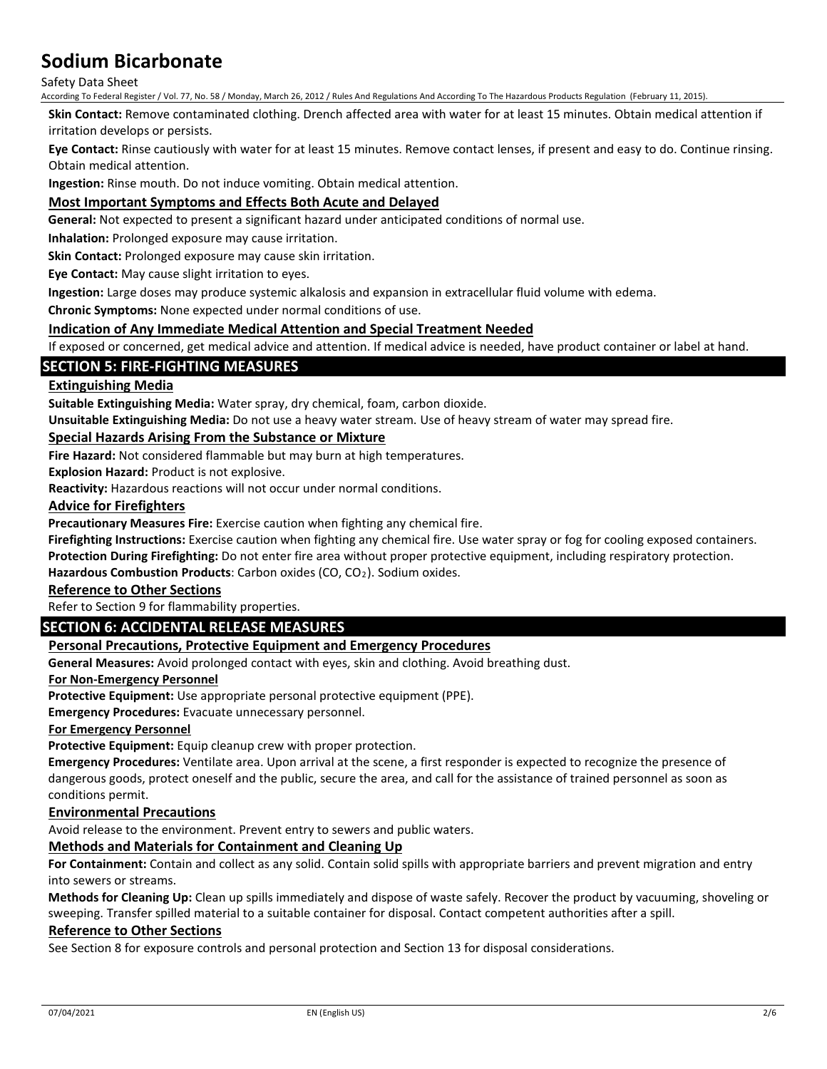**Skin Contact:** Remove contaminated clothing. Drench affected area with water for at least 15 minutes. Obtain medical attention if irritation develops or persists.

**Eye Contact:** Rinse cautiously with water for at least 15 minutes. Remove contact lenses, if present and easy to do. Continue rinsing. Obtain medical attention.

**Ingestion:** Rinse mouth. Do not induce vomiting. Obtain medical attention.

### Most Important Symptoms and Effects Both Acute and Delayed

**General:** Not expected to present a significant hazard under anticipated conditions of normal use.

**Inhalation:** Prolonged exposure may cause irritation.

**Skin Contact:** Prolonged exposure may cause skin irritation.

**Eye Contact:** May cause slight irritation to eyes.

**Ingestion:** Large doses may produce systemic alkalosis and expansion in extracellular fluid volume with edema.

**Chronic Symptoms:** None expected under normal conditions of use.

### Indication of Any Immediate Medical Attention and Special Treatment Needed

If exposed or concerned, get medical advice and attention. If medical advice is needed, have product container or label at hand.

## SECTION 5: FIRE-FIGHTING MEASURES

### Extinguishing Media

**Suitable Extinguishing Media:** Water spray, dry chemical, foam, carbon dioxide.

**Unsuitable Extinguishing Media:** Do not use a heavy water stream. Use of heavy stream of water may spread fire.

### Special Hazards Arising From the Substance or Mixture

**Fire Hazard:** Not considered flammable but may burn at high temperatures.

**Explosion Hazard:** Product is not explosive.

**Reactivity:** Hazardous reactions will not occur under normal conditions.

### Advice for Firefighters

**Precautionary Measures Fire:** Exercise caution when fighting any chemical fire.

**Firefighting Instructions:** Exercise caution when fighting any chemical fire. Use water spray or fog for cooling exposed containers.

**Protection During Firefighting:** Do not enter fire area without proper protective equipment, including respiratory protection.

**Hazardous Combustion Products**: Carbon oxides (CO, $CO_2$). Sodium oxides.

### Reference to Other Sections

Refer to Section 9 for flammability properties.

## SECTION 6: ACCIDENTAL RELEASE MEASURES

### Personal Precautions, Protective Equipment and Emergency Procedures

**General Measures:** Avoid prolonged contact with eyes, skin and clothing. Avoid breathing dust.

#### For Non-Emergency Personnel

**Protective Equipment:** Use appropriate personal protective equipment (PPE).

**Emergency Procedures:** Evacuate unnecessary personnel.

#### For Emergency Personnel

**Protective Equipment:** Equip cleanup crew with proper protection.

**Emergency Procedures:** Ventilate area. Upon arrival at the scene, a first responder is expected to recognize the presence of dangerous goods, protect oneself and the public, secure the area, and call for the assistance of trained personnel as soon as conditions permit.

### Environmental Precautions

Avoid release to the environment. Prevent entry to sewers and public waters.

### Methods and Materials for Containment and Cleaning Up

**For Containment:** Contain and collect as any solid. Contain solid spills with appropriate barriers and prevent migration and entry into sewers or streams.

**Methods for Cleaning Up:** Clean up spills immediately and dispose of waste safely. Recover the product by vacuuming, shoveling or sweeping. Transfer spilled material to a suitable container for disposal. Contact competent authorities after a spill.

### Reference to Other Sections

See Section 8 for exposure controls and personal protection and Section 13 for disposal considerations.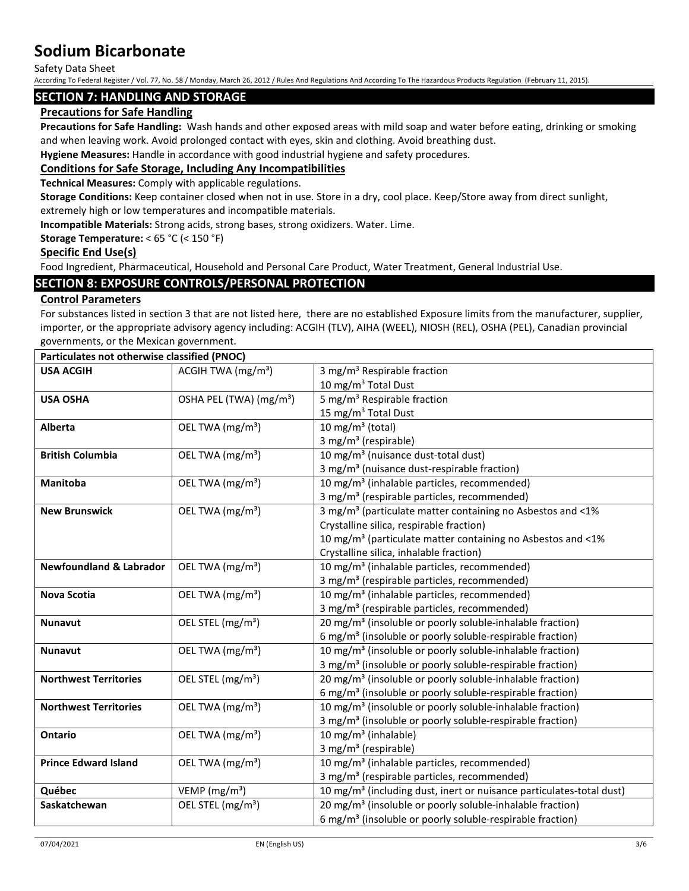## SECTION 7: HANDLING AND STORAGE

### Precautions for Safe Handling

**Precautions for Safe Handling:** Wash hands and other exposed areas with mild soap and water before eating, drinking or smoking and when leaving work. Avoid prolonged contact with eyes, skin and clothing. Avoid breathing dust.

**Hygiene Measures:** Handle in accordance with good industrial hygiene and safety procedures.

### Conditions for Safe Storage, Including Any Incompatibilities

**Technical Measures:** Comply with applicable regulations.

**Storage Conditions:** Keep container closed when not in use. Store in a dry, cool place. Keep/Store away from direct sunlight, extremely high or low temperatures and incompatible materials.

**Incompatible Materials:** Strong acids, strong bases, strong oxidizers. Water. Lime.

**Storage Temperature:** < 65 °C (< 150 °F)

### Specific End Use(s)

Food Ingredient, Pharmaceutical, Household and Personal Care Product, Water Treatment, General Industrial Use.

## SECTION 8: EXPOSURE CONTROLS/PERSONAL PROTECTION

### Control Parameters

For substances listed in section 3 that are not listed here, there are no established Exposure limits from the manufacturer, supplier, importer, or the appropriate advisory agency including: ACGIH (TLV), AIHA (WEEL), NIOSH (REL), OSHA (PEL), Canadian provincial governments, or the Mexican government.

| Particulates not otherwise classified (PNOC) | | |
|---|---|---|
| **USA ACGIH** | ACGIH TWA ($mg/m^3$) | 3 $mg/m^3$ Respirable fraction<br>10 $mg/m^3$ Total Dust |
| **USA OSHA** | OSHA PEL (TWA) ($mg/m^3$) | 5 $mg/m^3$ Respirable fraction<br>15 $mg/m^3$ Total Dust |
| **Alberta** | OEL TWA ($mg/m^3$) | 10 $mg/m^3$ (total)<br>3 $mg/m^3$ (respirable) |
| **British Columbia** | OEL TWA ($mg/m^3$) | 10 $mg/m^3$ (nuisance dust-total dust)<br>3 $mg/m^3$ (nuisance dust-respirable fraction) |
| **Manitoba** | OEL TWA ($mg/m^3$) | 10 $mg/m^3$ (inhalable particles, recommended)<br>3 $mg/m^3$ (respirable particles, recommended) |
| **New Brunswick** | OEL TWA ($mg/m^3$) | 3 $mg/m^3$ (particulate matter containing no Asbestos and <1% Crystalline silica, respirable fraction)<br>10 $mg/m^3$ (particulate matter containing no Asbestos and <1% Crystalline silica, inhalable fraction) |
| **Newfoundland & Labrador** | OEL TWA ($mg/m^3$) | 10 $mg/m^3$ (inhalable particles, recommended)<br>3 $mg/m^3$ (respirable particles, recommended) |
| **Nova Scotia** | OEL TWA ($mg/m^3$) | 10 $mg/m^3$ (inhalable particles, recommended)<br>3 $mg/m^3$ (respirable particles, recommended) |
| **Nunavut** | OEL STEL ($mg/m^3$) | 20 $mg/m^3$ (insoluble or poorly soluble-inhalable fraction)<br>6 $mg/m^3$ (insoluble or poorly soluble-respirable fraction) |
| **Nunavut** | OEL TWA ($mg/m^3$) | 10 $mg/m^3$ (insoluble or poorly soluble-inhalable fraction)<br>3 $mg/m^3$ (insoluble or poorly soluble-respirable fraction) |
| **Northwest Territories** | OEL STEL ($mg/m^3$) | 20 $mg/m^3$ (insoluble or poorly soluble-inhalable fraction)<br>6 $mg/m^3$ (insoluble or poorly soluble-respirable fraction) |
| **Northwest Territories** | OEL TWA ($mg/m^3$) | 10 $mg/m^3$ (insoluble or poorly soluble-inhalable fraction)<br>3 $mg/m^3$ (insoluble or poorly soluble-respirable fraction) |
| **Ontario** | OEL TWA ($mg/m^3$) | 10 $mg/m^3$ (inhalable)<br>3 $mg/m^3$ (respirable) |
| **Prince Edward Island** | OEL TWA ($mg/m^3$) | 10 $mg/m^3$ (inhalable particles, recommended)<br>3 $mg/m^3$ (respirable particles, recommended) |
| **Québec** | VEMP ($mg/m^3$) | 10 $mg/m^3$ (including dust, inert or nuisance particulates-total dust) |
| **Saskatchewan** | OEL STEL ($mg/m^3$) | 20 $mg/m^3$ (insoluble or poorly soluble-inhalable fraction)<br>6 $mg/m^3$ (insoluble or poorly soluble-respirable fraction) |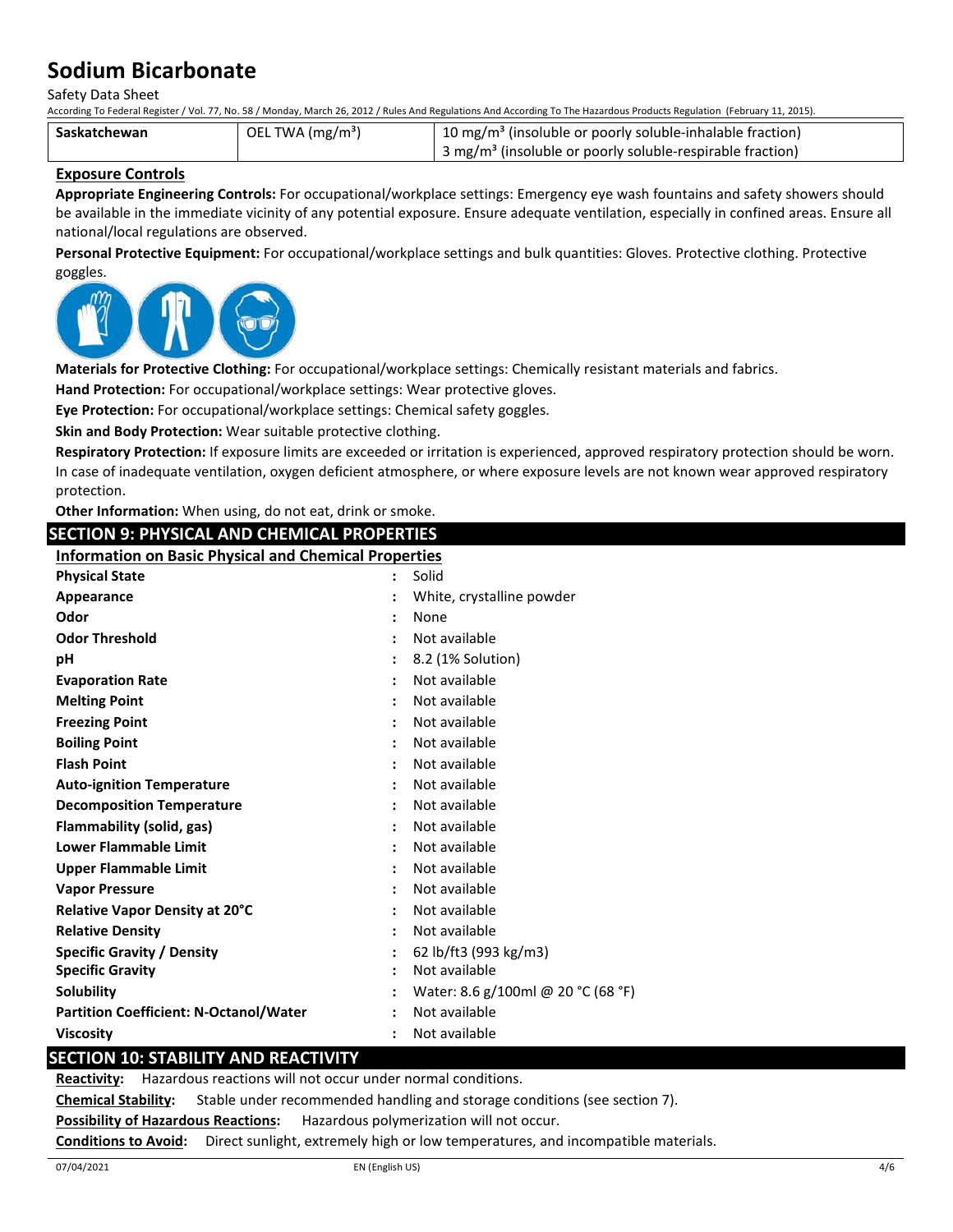| Saskatchewan | OEL TWA (mg/m³) | 10 mg/m³ (insoluble or poorly soluble-inhalable fraction) 3 mg/m³ (insoluble or poorly soluble-respirable fraction) |
|---|---|---|

**Exposure Controls**

**Appropriate Engineering Controls:** For occupational/workplace settings: Emergency eye wash fountains and safety showers should be available in the immediate vicinity of any potential exposure. Ensure adequate ventilation, especially in confined areas. Ensure all national/local regulations are observed.

**Personal Protective Equipment:** For occupational/workplace settings and bulk quantities: Gloves. Protective clothing. Protective goggles.

**Materials for Protective Clothing:** For occupational/workplace settings: Chemically resistant materials and fabrics.

**Hand Protection:** For occupational/workplace settings: Wear protective gloves.

**Eye Protection:** For occupational/workplace settings: Chemical safety goggles.

**Skin and Body Protection:** Wear suitable protective clothing.

**Respiratory Protection:** If exposure limits are exceeded or irritation is experienced, approved respiratory protection should be worn. In case of inadequate ventilation, oxygen deficient atmosphere, or where exposure levels are not known wear approved respiratory protection.

**Other Information:** When using, do not eat, drink or smoke.

## SECTION 9: PHYSICAL AND CHEMICAL PROPERTIES

**Information on Basic Physical and Chemical Properties**

| | |
|---|---|
| **Physical State** | : Solid |
| **Appearance** | : White, crystalline powder |
| **Odor** | : None |
| **Odor Threshold** | : Not available |
| **pH** | : 8.2 (1% Solution) |
| **Evaporation Rate** | : Not available |
| **Melting Point** | : Not available |
| **Freezing Point** | : Not available |
| **Boiling Point** | : Not available |
| **Flash Point** | : Not available |
| **Auto-ignition Temperature** | : Not available |
| **Decomposition Temperature** | : Not available |
| **Flammability (solid, gas)** | : Not available |
| **Lower Flammable Limit** | : Not available |
| **Upper Flammable Limit** | : Not available |
| **Vapor Pressure** | : Not available |
| **Relative Vapor Density at 20°C** | : Not available |
| **Relative Density** | : Not available |
| **Specific Gravity / Density** | : 62 lb/ft3 (993 kg/m3) |
| **Specific Gravity** | : Not available |
| **Solubility** | : Water: 8.6 g/100ml @ 20 °C (68 °F) |
| **Partition Coefficient: N-Octanol/Water** | : Not available |
| **Viscosity** | : Not available |

## SECTION 10: STABILITY AND REACTIVITY

**Reactivity:** Hazardous reactions will not occur under normal conditions.

**Chemical Stability:** Stable under recommended handling and storage conditions (see section 7).

**Possibility of Hazardous Reactions:** Hazardous polymerization will not occur.

**Conditions to Avoid:** Direct sunlight, extremely high or low temperatures, and incompatible materials.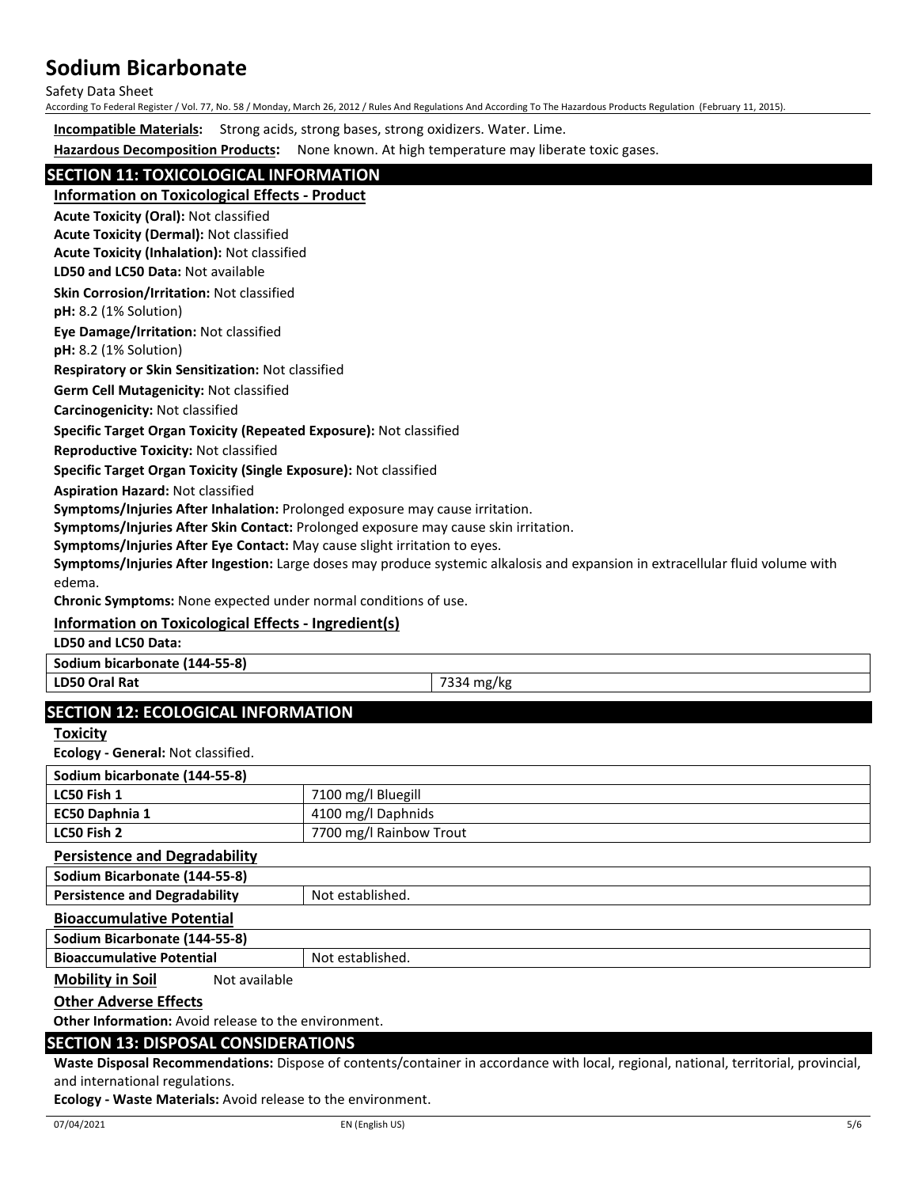**Incompatible Materials:** Strong acids, strong bases, strong oxidizers. Water. Lime.

**Hazardous Decomposition Products:** None known. At high temperature may liberate toxic gases.

## SECTION 11: TOXICOLOGICAL INFORMATION

### Information on Toxicological Effects - Product

**Acute Toxicity (Oral):** Not classified

**Acute Toxicity (Dermal):** Not classified

**Acute Toxicity (Inhalation):** Not classified

**LD50 and LC50 Data:** Not available

**Skin Corrosion/Irritation:** Not classified

**pH:** 8.2 (1% Solution)

**Eye Damage/Irritation:** Not classified

**pH:** 8.2 (1% Solution)

**Respiratory or Skin Sensitization:** Not classified

**Germ Cell Mutagenicity:** Not classified

**Carcinogenicity:** Not classified

**Specific Target Organ Toxicity (Repeated Exposure):** Not classified

**Reproductive Toxicity:** Not classified

**Specific Target Organ Toxicity (Single Exposure):** Not classified

**Aspiration Hazard:** Not classified

**Symptoms/Injuries After Inhalation:** Prolonged exposure may cause irritation.

**Symptoms/Injuries After Skin Contact:** Prolonged exposure may cause skin irritation.

**Symptoms/Injuries After Eye Contact:** May cause slight irritation to eyes.

**Symptoms/Injuries After Ingestion:** Large doses may produce systemic alkalosis and expansion in extracellular fluid volume with edema.

**Chronic Symptoms:** None expected under normal conditions of use.

### Information on Toxicological Effects - Ingredient(s)

**LD50 and LC50 Data:**

| Sodium bicarbonate (144-55-8) | |
|---|---|
| LD50 Oral Rat | 7334 mg/kg |

## SECTION 12: ECOLOGICAL INFORMATION

### Toxicity

**Ecology - General:** Not classified.

| Sodium bicarbonate (144-55-8) | |
|---|---|
| LC50 Fish 1 | 7100 mg/l Bluegill |
| EC50 Daphnia 1 | 4100 mg/l Daphnids |
| LC50 Fish 2 | 7700 mg/l Rainbow Trout |

### Persistence and Degradability

| Sodium Bicarbonate (144-55-8) | |
|---|---|
| Persistence and Degradability | Not established. |

### Bioaccumulative Potential

| Sodium Bicarbonate (144-55-8) | |
|---|---|
| Bioaccumulative Potential | Not established. |

**Mobility in Soil** Not available

### Other Adverse Effects

**Other Information:** Avoid release to the environment.

## SECTION 13: DISPOSAL CONSIDERATIONS

**Waste Disposal Recommendations:** Dispose of contents/container in accordance with local, regional, national, territorial, provincial, and international regulations.

**Ecology - Waste Materials:** Avoid release to the environment.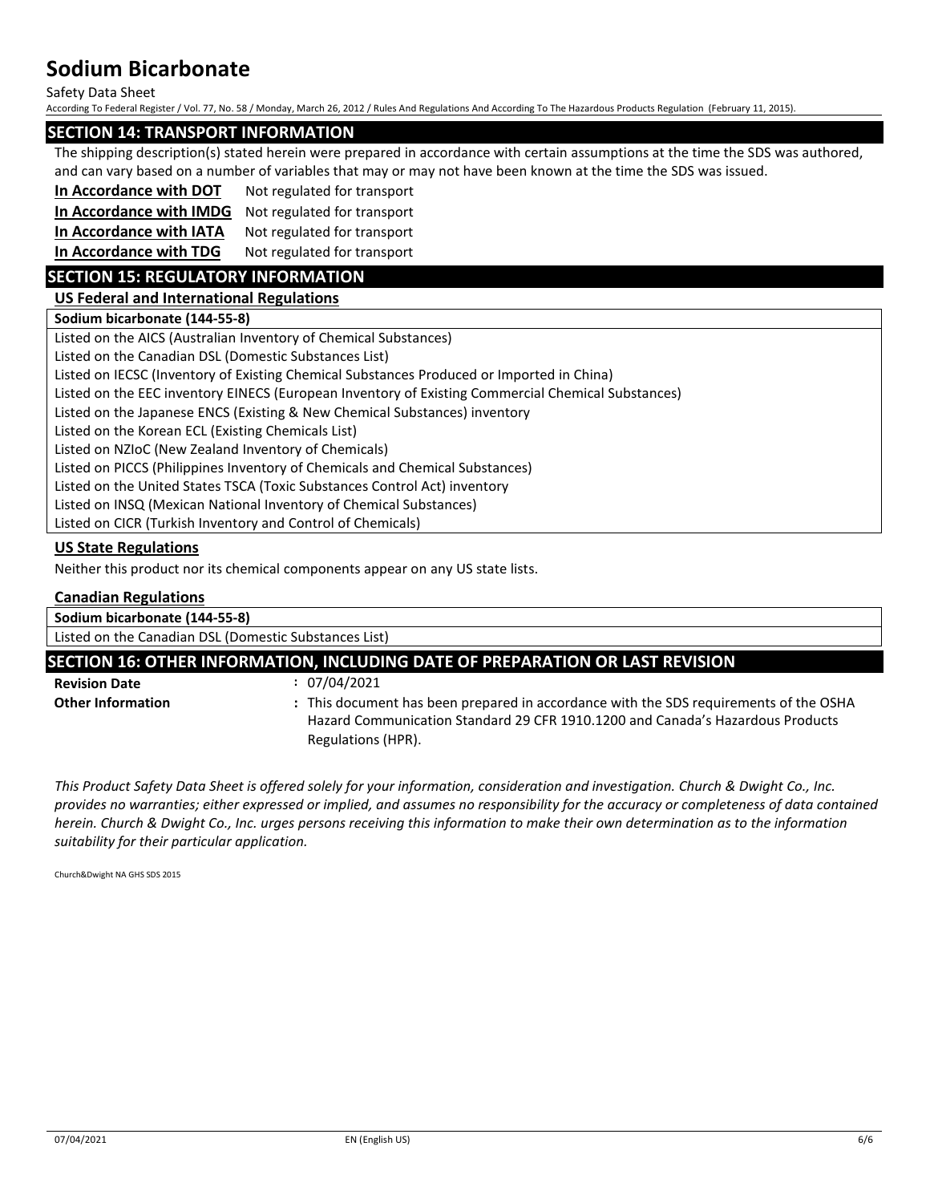## SECTION 14: TRANSPORT INFORMATION

The shipping description(s) stated herein were prepared in accordance with certain assumptions at the time the SDS was authored, and can vary based on a number of variables that may or may not have been known at the time the SDS was issued.

| | |
|---|---|
| **In Accordance with DOT** | Not regulated for transport |
| **In Accordance with IMDG** | Not regulated for transport |
| **In Accordance with IATA** | Not regulated for transport |
| **In Accordance with TDG** | Not regulated for transport |

## SECTION 15: REGULATORY INFORMATION

### US Federal and International Regulations

| **Sodium bicarbonate (144-55-8)** |
|---|
| Listed on the AICS (Australian Inventory of Chemical Substances) |
| Listed on the Canadian DSL (Domestic Substances List) |
| Listed on IECSC (Inventory of Existing Chemical Substances Produced or Imported in China) |
| Listed on the EEC inventory EINECS (European Inventory of Existing Commercial Chemical Substances) |
| Listed on the Japanese ENCS (Existing & New Chemical Substances) inventory |
| Listed on the Korean ECL (Existing Chemicals List) |
| Listed on NZIoC (New Zealand Inventory of Chemicals) |
| Listed on PICCS (Philippines Inventory of Chemicals and Chemical Substances) |
| Listed on the United States TSCA (Toxic Substances Control Act) inventory |
| Listed on INSQ (Mexican National Inventory of Chemical Substances) |
| Listed on CICR (Turkish Inventory and Control of Chemicals) |

### US State Regulations

Neither this product nor its chemical components appear on any US state lists.

### Canadian Regulations

| **Sodium bicarbonate (144-55-8)** |
|---|
| Listed on the Canadian DSL (Domestic Substances List) |

## SECTION 16: OTHER INFORMATION, INCLUDING DATE OF PREPARATION OR LAST REVISION

| | |
|---|---|
| **Revision Date** | : 07/04/2021 |
| **Other Information** | : This document has been prepared in accordance with the SDS requirements of the OSHA Hazard Communication Standard 29 CFR 1910.1200 and Canada's Hazardous Products Regulations (HPR). |

*This Product Safety Data Sheet is offered solely for your information, consideration and investigation. Church & Dwight Co., Inc. provides no warranties; either expressed or implied, and assumes no responsibility for the accuracy or completeness of data contained herein. Church & Dwight Co., Inc. urges persons receiving this information to make their own determination as to the information suitability for their particular application.*

Church&Dwight NA GHS SDS 2015